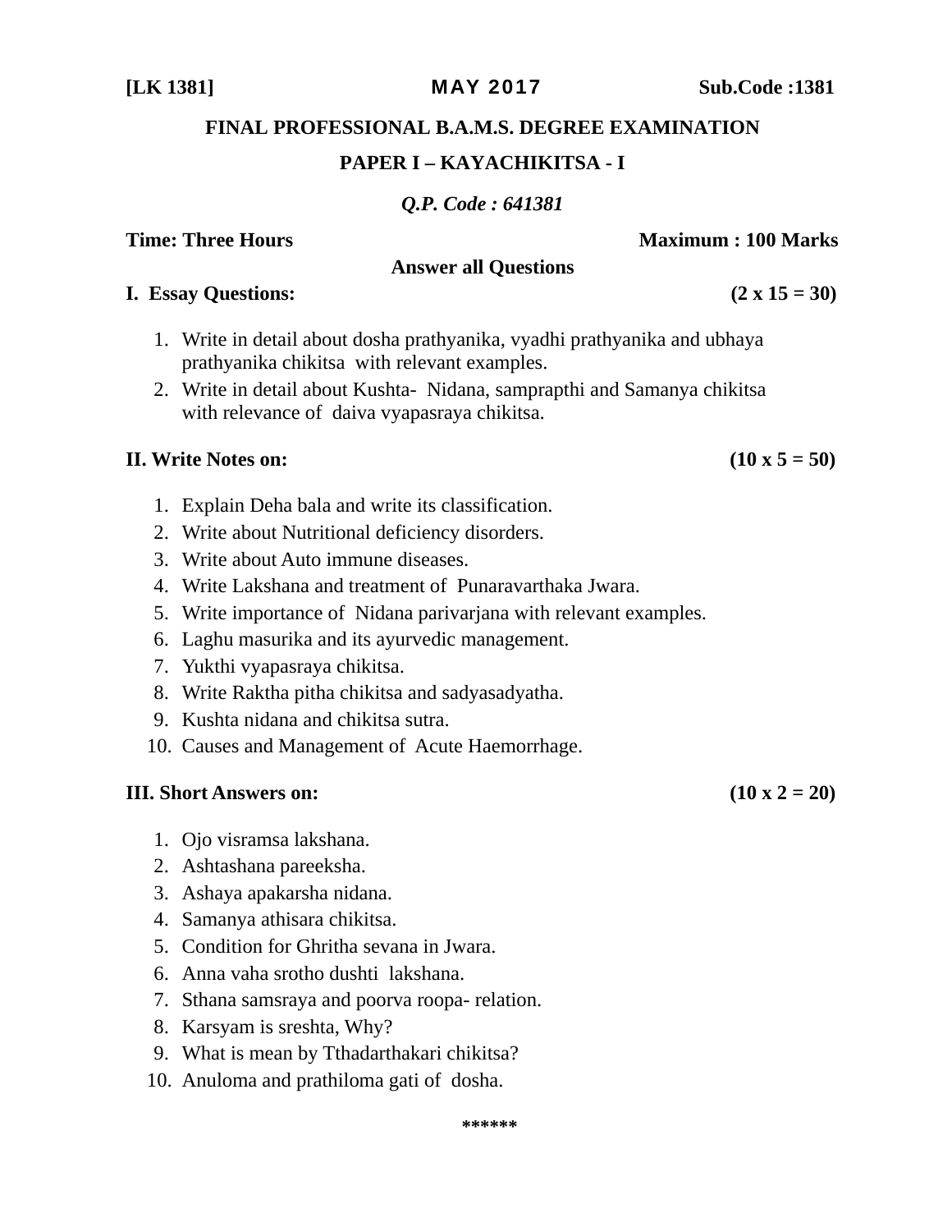**[LK 1381]** **MAY 2017** **Sub.Code :1381**

# FINAL PROFESSIONAL B.A.M.S. DEGREE EXAMINATION

## PAPER I – KAYACHIKITSA - I

***Q.P. Code : 641381***

**Time: Three Hours** **Maximum : 100 Marks**

**Answer all Questions**

**I. Essay Questions: (2 x 15 = 30)**

1. Write in detail about dosha prathyanika, vyadhi prathyanika and ubhaya prathyanika chikitsa with relevant examples.
2. Write in detail about Kushta- Nidana, samprapthi and Samanya chikitsa with relevance of daiva vyapasraya chikitsa.

**II. Write Notes on: (10 x 5 = 50)**

1. Explain Deha bala and write its classification.
2. Write about Nutritional deficiency disorders.
3. Write about Auto immune diseases.
4. Write Lakshana and treatment of Punaravarthaka Jwara.
5. Write importance of Nidana parivarjana with relevant examples.
6. Laghu masurika and its ayurvedic management.
7. Yukthi vyapasraya chikitsa.
8. Write Raktha pitha chikitsa and sadyasadyatha.
9. Kushta nidana and chikitsa sutra.
10. Causes and Management of Acute Haemorrhage.

**III. Short Answers on: (10 x 2 = 20)**

1. Ojo visramsa lakshana.
2. Ashtashana pareeksha.
3. Ashaya apakarsha nidana.
4. Samanya athisara chikitsa.
5. Condition for Ghritha sevana in Jwara.
6. Anna vaha srotho dushti lakshana.
7. Sthana samsraya and poorva roopa- relation.
8. Karsyam is sreshta, Why?
9. What is mean by Tthadarthakari chikitsa?
10. Anuloma and prathiloma gati of dosha.

******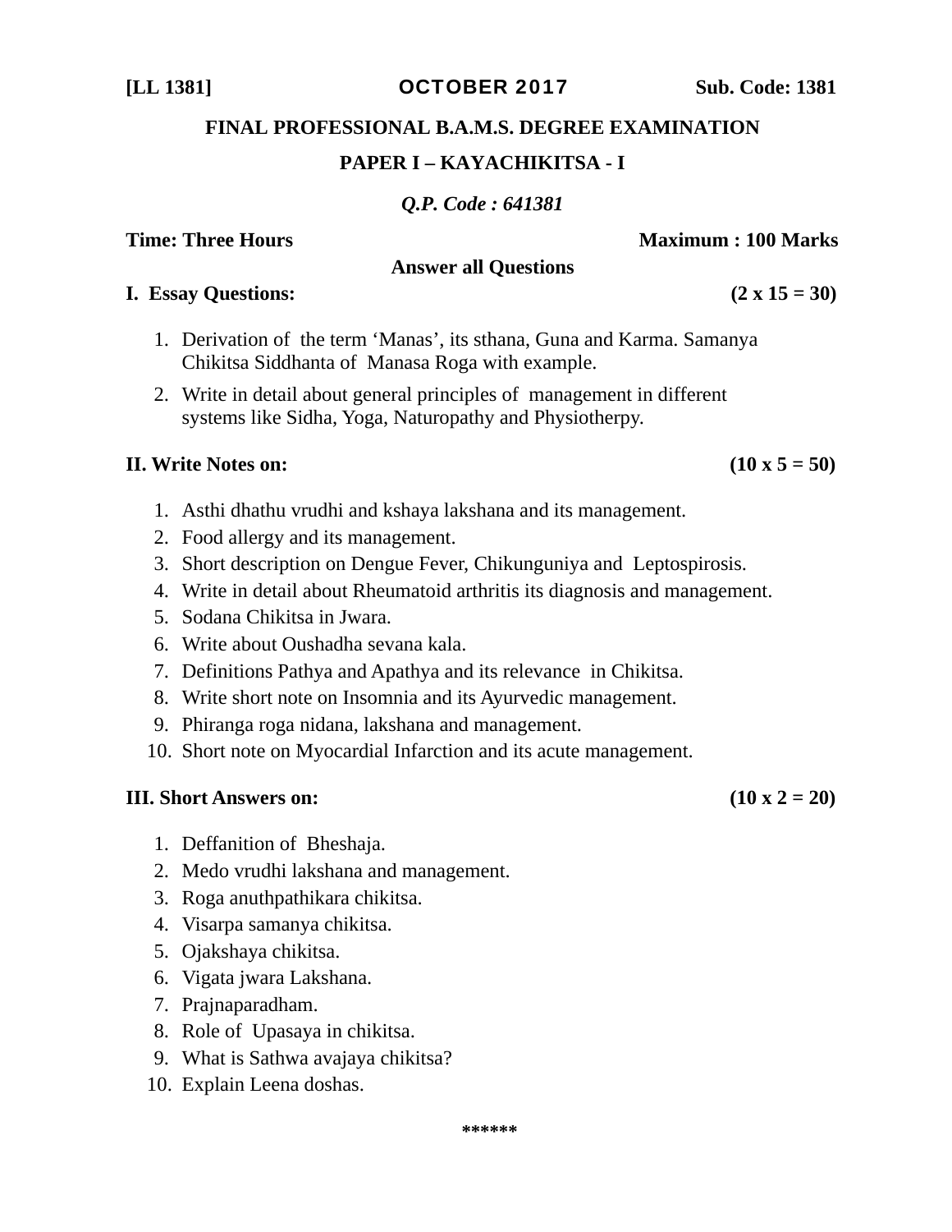**[LL 1381]** **OCTOBER 2017** **Sub. Code: 1381**

**FINAL PROFESSIONAL B.A.M.S. DEGREE EXAMINATION**

**PAPER I – KAYACHIKITSA - I**

***Q.P. Code : 641381***

**Time: Three Hours** **Maximum : 100 Marks**

**Answer all Questions**

**I. Essay Questions:** **(2 x 15 = 30)**

1. Derivation of the term 'Manas', its sthana, Guna and Karma. Samanya Chikitsa Siddhanta of Manasa Roga with example.
2. Write in detail about general principles of management in different systems like Sidha, Yoga, Naturopathy and Physiotherpy.

**II. Write Notes on:** **(10 x 5 = 50)**

1. Asthi dhathu vrudhi and kshaya lakshana and its management.
2. Food allergy and its management.
3. Short description on Dengue Fever, Chikunguniya and Leptospirosis.
4. Write in detail about Rheumatoid arthritis its diagnosis and management.
5. Sodana Chikitsa in Jwara.
6. Write about Oushadha sevana kala.
7. Definitions Pathya and Apathya and its relevance in Chikitsa.
8. Write short note on Insomnia and its Ayurvedic management.
9. Phiranga roga nidana, lakshana and management.
10. Short note on Myocardial Infarction and its acute management.

**III. Short Answers on:** **(10 x 2 = 20)**

1. Deffanition of Bheshaja.
2. Medo vrudhi lakshana and management.
3. Roga anuthpathikara chikitsa.
4. Visarpa samanya chikitsa.
5. Ojakshaya chikitsa.
6. Vigata jwara Lakshana.
7. Prajnaparadham.
8. Role of Upasaya in chikitsa.
9. What is Sathwa avajaya chikitsa?
10. Explain Leena doshas.

******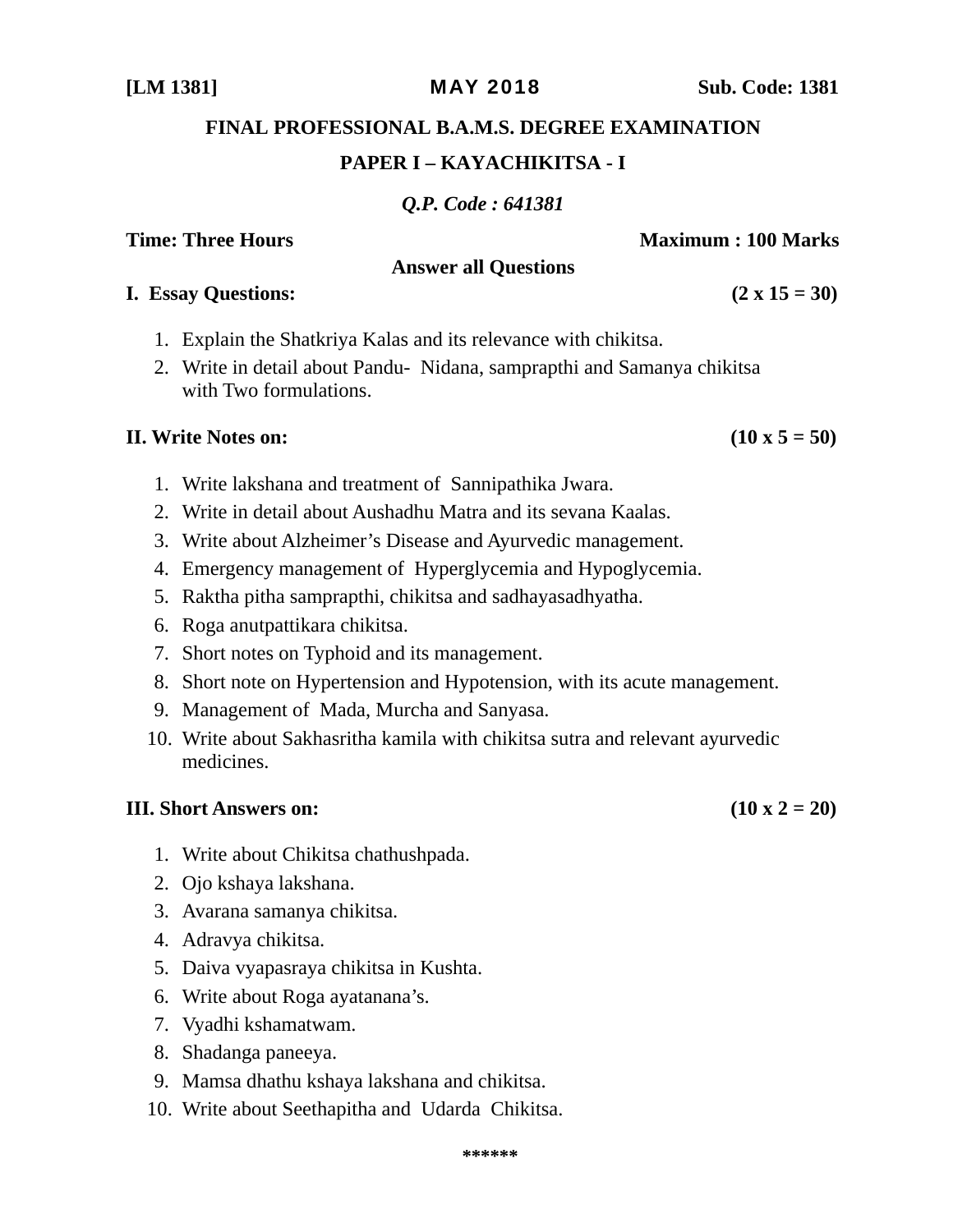**[LM 1381]** **MAY 2018** **Sub. Code: 1381**

**FINAL PROFESSIONAL B.A.M.S. DEGREE EXAMINATION**

**PAPER I – KAYACHIKITSA - I**

***Q.P. Code : 641381***

**Time: Three Hours** **Maximum : 100 Marks**

**Answer all Questions**

**I. Essay Questions:** **(2 x 15 = 30)**

1. Explain the Shatkriya Kalas and its relevance with chikitsa.
2. Write in detail about Pandu- Nidana, samprapthi and Samanya chikitsa with Two formulations.

**II. Write Notes on:** **(10 x 5 = 50)**

1. Write lakshana and treatment of Sannipathika Jwara.
2. Write in detail about Aushadhu Matra and its sevana Kaalas.
3. Write about Alzheimer's Disease and Ayurvedic management.
4. Emergency management of Hyperglycemia and Hypoglycemia.
5. Raktha pitha samprapthi, chikitsa and sadhayasadhyatha.
6. Roga anutpattikara chikitsa.
7. Short notes on Typhoid and its management.
8. Short note on Hypertension and Hypotension, with its acute management.
9. Management of Mada, Murcha and Sanyasa.
10. Write about Sakhasritha kamila with chikitsa sutra and relevant ayurvedic medicines.

**III. Short Answers on:** **(10 x 2 = 20)**

1. Write about Chikitsa chathushpada.
2. Ojo kshaya lakshana.
3. Avarana samanya chikitsa.
4. Adravya chikitsa.
5. Daiva vyapasraya chikitsa in Kushta.
6. Write about Roga ayatanana's.
7. Vyadhi kshamatwam.
8. Shadanga paneeya.
9. Mamsa dhathu kshaya lakshana and chikitsa.
10. Write about Seethapitha and Udarda Chikitsa.

******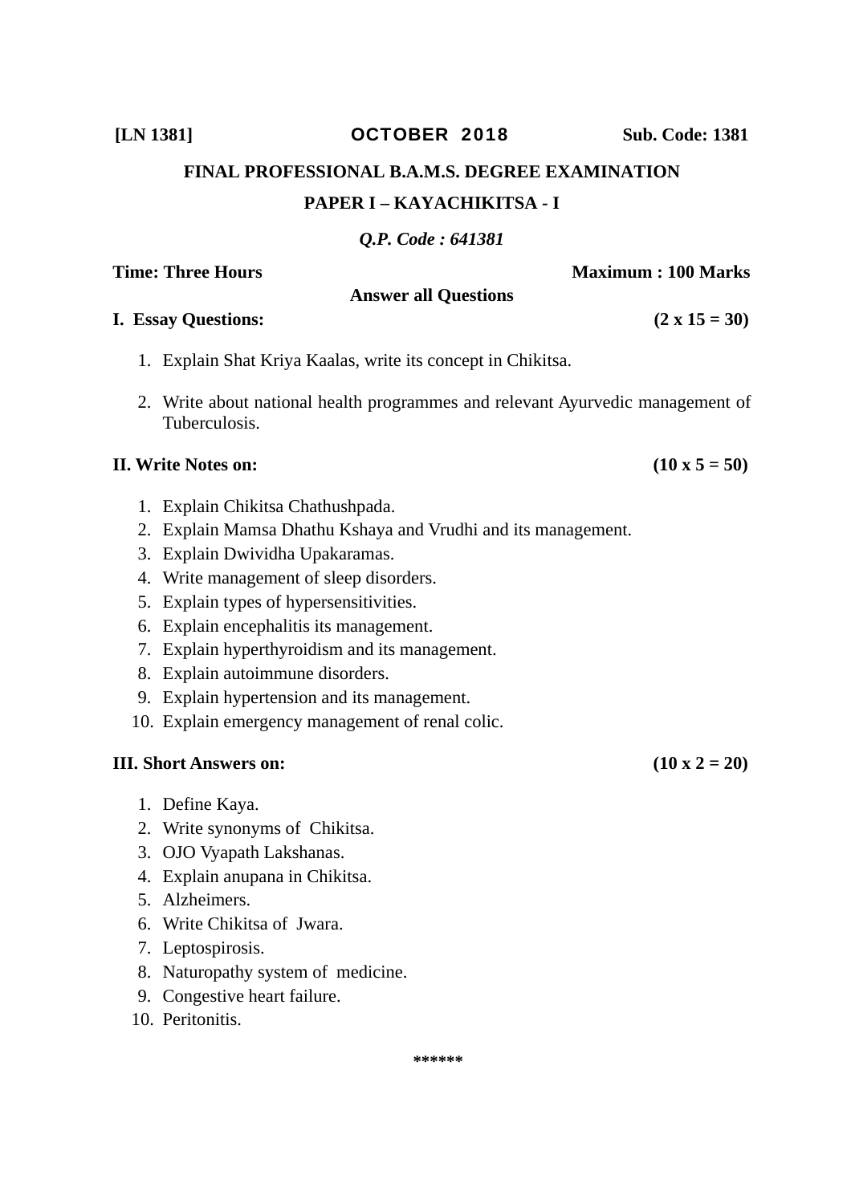**[LN 1381]** **OCTOBER 2018** **Sub. Code: 1381**

## FINAL PROFESSIONAL B.A.M.S. DEGREE EXAMINATION

### PAPER I – KAYACHIKITSA - I

***Q.P. Code : 641381***

**Time: Three Hours** **Maximum : 100 Marks**

**Answer all Questions**

**I. Essay Questions:** **(2 x 15 = 30)**

1. Explain Shat Kriya Kaalas, write its concept in Chikitsa.
2. Write about national health programmes and relevant Ayurvedic management of Tuberculosis.

**II. Write Notes on:** **(10 x 5 = 50)**

1. Explain Chikitsa Chathushpada.
2. Explain Mamsa Dhathu Kshaya and Vrudhi and its management.
3. Explain Dwividha Upakaramas.
4. Write management of sleep disorders.
5. Explain types of hypersensitivities.
6. Explain encephalitis its management.
7. Explain hyperthyroidism and its management.
8. Explain autoimmune disorders.
9. Explain hypertension and its management.
10. Explain emergency management of renal colic.

**III. Short Answers on:** **(10 x 2 = 20)**

1. Define Kaya.
2. Write synonyms of Chikitsa.
3. OJO Vyapath Lakshanas.
4. Explain anupana in Chikitsa.
5. Alzheimers.
6. Write Chikitsa of Jwara.
7. Leptospirosis.
8. Naturopathy system of medicine.
9. Congestive heart failure.
10. Peritonitis.

**\*\*\*\*\*\***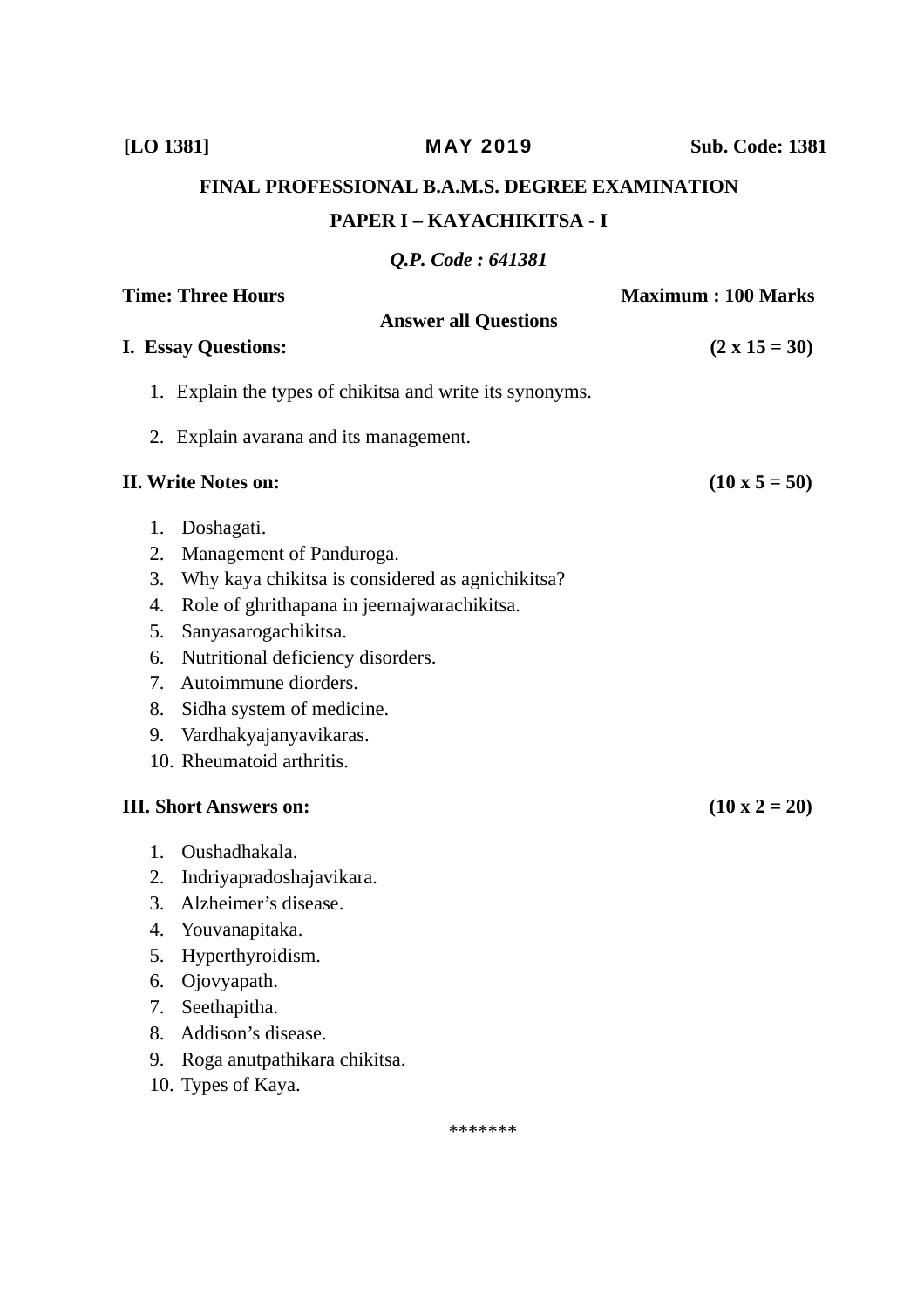[LO 1381] **MAY 2019** **Sub. Code: 1381**

**FINAL PROFESSIONAL B.A.M.S. DEGREE EXAMINATION**

**PAPER I – KAYACHIKITSA - I**

***Q.P. Code : 641381***

**Time: Three Hours** **Maximum : 100 Marks**

**Answer all Questions**

**I. Essay Questions:** **(2 x 15 = 30)**

1. Explain the types of chikitsa and write its synonyms.
2. Explain avarana and its management.

**II. Write Notes on:** **(10 x 5 = 50)**

1. Doshagati.
2. Management of Panduroga.
3. Why kaya chikitsa is considered as agnichikitsa?
4. Role of ghrithapana in jeernajwarachikitsa.
5. Sanyasarogachikitsa.
6. Nutritional deficiency disorders.
7. Autoimmune diorders.
8. Sidha system of medicine.
9. Vardhakyajanyavikaras.
10. Rheumatoid arthritis.

**III. Short Answers on:** **(10 x 2 = 20)**

1. Oushadhakala.
2. Indriyapradoshajavikara.
3. Alzheimer's disease.
4. Youvanapitaka.
5. Hyperthyroidism.
6. Ojovyapath.
7. Seethapitha.
8. Addison's disease.
9. Roga anutpathikara chikitsa.
10. Types of Kaya.

*******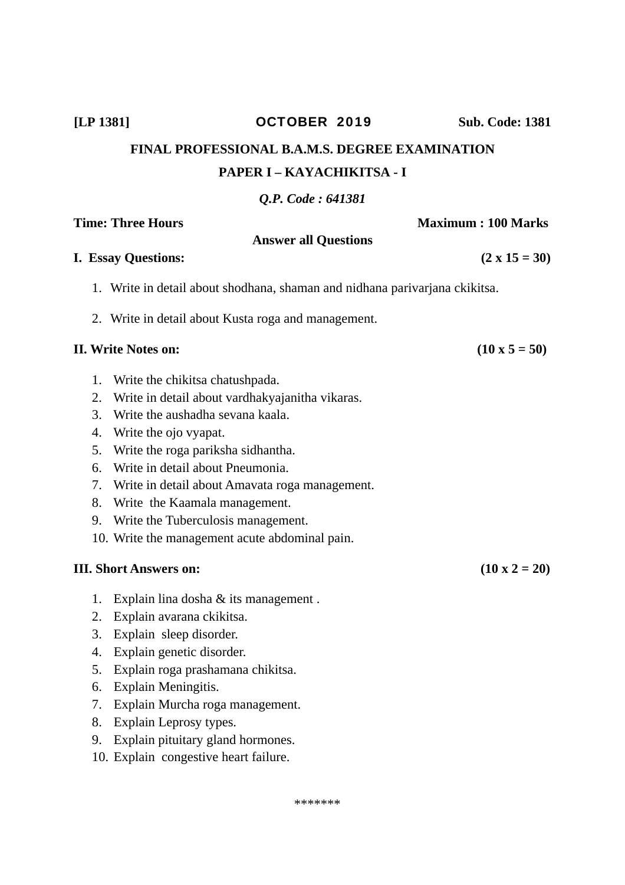**[LP 1381]** **OCTOBER 2019** **Sub. Code: 1381**

**FINAL PROFESSIONAL B.A.M.S. DEGREE EXAMINATION**

**PAPER I – KAYACHIKITSA - I**

***Q.P. Code : 641381***

**Time: Three Hours** **Maximum : 100 Marks**

**Answer all Questions**

**I. Essay Questions:** **(2 x 15 = 30)**

1. Write in detail about shodhana, shaman and nidhana parivarjana ckikitsa.

2. Write in detail about Kusta roga and management.

**II. Write Notes on:** **(10 x 5 = 50)**

1. Write the chikitsa chatushpada.
2. Write in detail about vardhakyajanitha vikaras.
3. Write the aushadha sevana kaala.
4. Write the ojo vyapat.
5. Write the roga pariksha sidhantha.
6. Write in detail about Pneumonia.
7. Write in detail about Amavata roga management.
8. Write the Kaamala management.
9. Write the Tuberculosis management.
10. Write the management acute abdominal pain.

**III. Short Answers on:** **(10 x 2 = 20)**

1. Explain lina dosha & its management .
2. Explain avarana ckikitsa.
3. Explain sleep disorder.
4. Explain genetic disorder.
5. Explain roga prashamana chikitsa.
6. Explain Meningitis.
7. Explain Murcha roga management.
8. Explain Leprosy types.
9. Explain pituitary gland hormones.
10. Explain congestive heart failure.

*******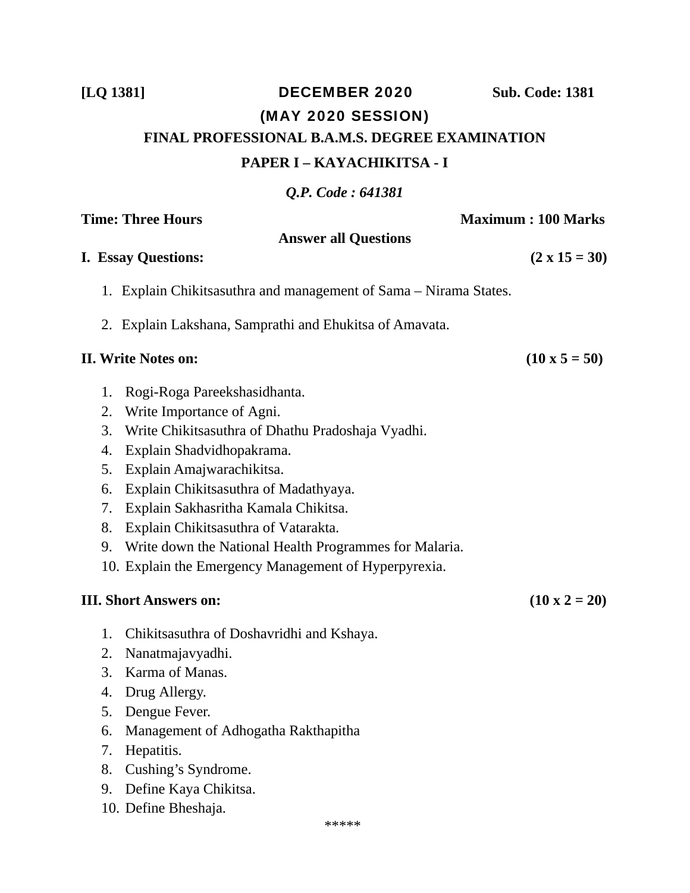**[LQ 1381]** **DECEMBER 2020** **Sub. Code: 1381**

**(MAY 2020 SESSION)**

**FINAL PROFESSIONAL B.A.M.S. DEGREE EXAMINATION**

**PAPER I – KAYACHIKITSA - I**

***Q.P. Code : 641381***

**Time: Three Hours** **Maximum : 100 Marks**

**Answer all Questions**

**I. Essay Questions:** **(2 x 15 = 30)**

1. Explain Chikitsasuthra and management of Sama – Nirama States.
2. Explain Lakshana, Samprathi and Ehukitsa of Amavata.

**II. Write Notes on:** **(10 x 5 = 50)**

1. Rogi-Roga Pareekshasidhanta.
2. Write Importance of Agni.
3. Write Chikitsasuthra of Dhathu Pradoshaja Vyadhi.
4. Explain Shadvidhopakrama.
5. Explain Amajwarachikitsa.
6. Explain Chikitsasuthra of Madathyaya.
7. Explain Sakhasritha Kamala Chikitsa.
8. Explain Chikitsasuthra of Vatarakta.
9. Write down the National Health Programmes for Malaria.
10. Explain the Emergency Management of Hyperpyrexia.

**III. Short Answers on:** **(10 x 2 = 20)**

1. Chikitsasuthra of Doshavridhi and Kshaya.
2. Nanatmajavyadhi.
3. Karma of Manas.
4. Drug Allergy.
5. Dengue Fever.
6. Management of Adhogatha Rakthapitha
7. Hepatitis.
8. Cushing's Syndrome.
9. Define Kaya Chikitsa.
10. Define Bheshaja.

*****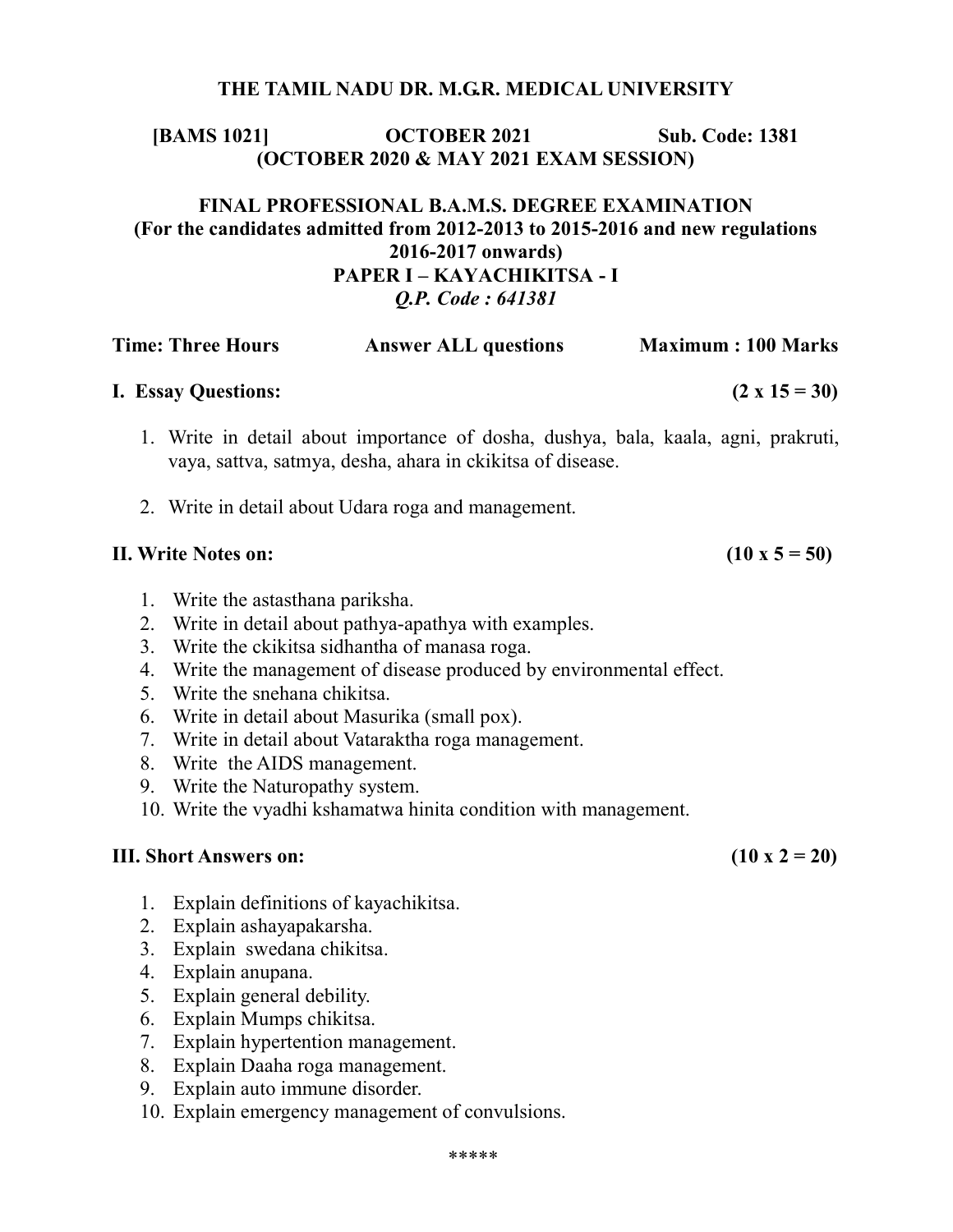# THE TAMIL NADU DR. M.G.R. MEDICAL UNIVERSITY

**[BAMS 1021] OCTOBER 2021 Sub. Code: 1381**
**(OCTOBER 2020 & MAY 2021 EXAM SESSION)**

## FINAL PROFESSIONAL B.A.M.S. DEGREE EXAMINATION
**(For the candidates admitted from 2012-2013 to 2015-2016 and new regulations 2016-2017 onwards)**
**PAPER I – KAYACHIKITSA - I**
***Q.P. Code : 641381***

**Time: Three Hours Answer ALL questions Maximum : 100 Marks**

**I. Essay Questions: (2 x 15 = 30)**

1. Write in detail about importance of dosha, dushya, bala, kaala, agni, prakruti, vaya, sattva, satmya, desha, ahara in ckikitsa of disease.
2. Write in detail about Udara roga and management.

**II. Write Notes on: (10 x 5 = 50)**

1. Write the astasthana pariksha.
2. Write in detail about pathya-apathya with examples.
3. Write the ckikitsa sidhantha of manasa roga.
4. Write the management of disease produced by environmental effect.
5. Write the snehana chikitsa.
6. Write in detail about Masurika (small pox).
7. Write in detail about Vataraktha roga management.
8. Write the AIDS management.
9. Write the Naturopathy system.
10. Write the vyadhi kshamatwa hinita condition with management.

**III. Short Answers on: (10 x 2 = 20)**

1. Explain definitions of kayachikitsa.
2. Explain ashayapakarsha.
3. Explain swedana chikitsa.
4. Explain anupana.
5. Explain general debility.
6. Explain Mumps chikitsa.
7. Explain hypertention management.
8. Explain Daaha roga management.
9. Explain auto immune disorder.
10. Explain emergency management of convulsions.

*****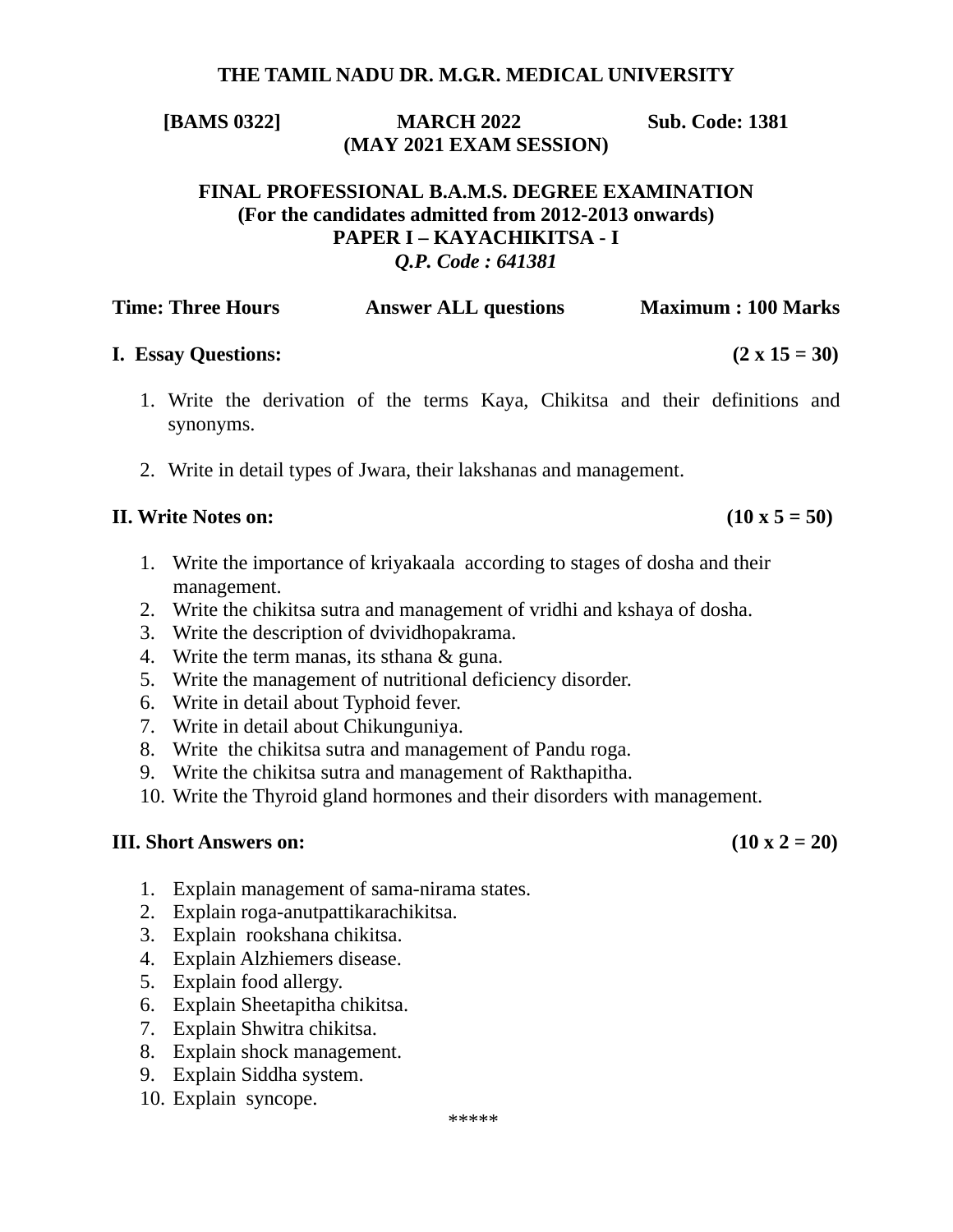# THE TAMIL NADU DR. M.G.R. MEDICAL UNIVERSITY

**[BAMS 0322]** **MARCH 2022** **Sub. Code: 1381**

**(MAY 2021 EXAM SESSION)**

## FINAL PROFESSIONAL B.A.M.S. DEGREE EXAMINATION

**(For the candidates admitted from 2012-2013 onwards)**

**PAPER I – KAYACHIKITSA - I**

***Q.P. Code : 641381***

**Time: Three Hours** **Answer ALL questions** **Maximum : 100 Marks**

**I. Essay Questions:** **(2 x 15 = 30)**

1. Write the derivation of the terms Kaya, Chikitsa and their definitions and synonyms.
2. Write in detail types of Jwara, their lakshanas and management.

**II. Write Notes on:** **(10 x 5 = 50)**

1. Write the importance of kriyakaala according to stages of dosha and their management.
2. Write the chikitsa sutra and management of vridhi and kshaya of dosha.
3. Write the description of dvividhopakrama.
4. Write the term manas, its sthana & guna.
5. Write the management of nutritional deficiency disorder.
6. Write in detail about Typhoid fever.
7. Write in detail about Chikunguniya.
8. Write the chikitsa sutra and management of Pandu roga.
9. Write the chikitsa sutra and management of Rakthapitha.
10. Write the Thyroid gland hormones and their disorders with management.

**III. Short Answers on:** **(10 x 2 = 20)**

1. Explain management of sama-nirama states.
2. Explain roga-anutpattikarachikitsa.
3. Explain rookshana chikitsa.
4. Explain Alzhiemers disease.
5. Explain food allergy.
6. Explain Sheetapitha chikitsa.
7. Explain Shwitra chikitsa.
8. Explain shock management.
9. Explain Siddha system.
10. Explain syncope.

*****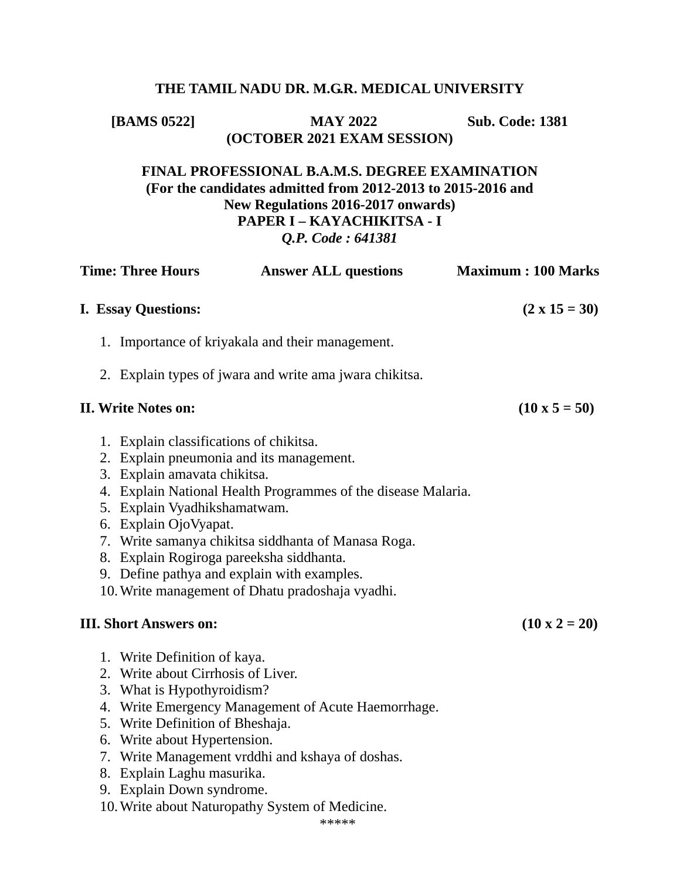**THE TAMIL NADU DR. M.G.R. MEDICAL UNIVERSITY**

**[BAMS 0522]** **MAY 2022** **Sub. Code: 1381**
**(OCTOBER 2021 EXAM SESSION)**

**FINAL PROFESSIONAL B.A.M.S. DEGREE EXAMINATION**
**(For the candidates admitted from 2012-2013 to 2015-2016 and New Regulations 2016-2017 onwards)**
**PAPER I – KAYACHIKITSA - I**
***Q.P. Code : 641381***

**Time: Three Hours** **Answer ALL questions** **Maximum : 100 Marks**

**I. Essay Questions:** **(2 x 15 = 30)**

1. Importance of kriyakala and their management.
2. Explain types of jwara and write ama jwara chikitsa.

**II. Write Notes on:** **(10 x 5 = 50)**

1. Explain classifications of chikitsa.
2. Explain pneumonia and its management.
3. Explain amavata chikitsa.
4. Explain National Health Programmes of the disease Malaria.
5. Explain Vyadhikshamatwam.
6. Explain OjoVyapat.
7. Write samanya chikitsa siddhanta of Manasa Roga.
8. Explain Rogiroga pareeksha siddhanta.
9. Define pathya and explain with examples.
10. Write management of Dhatu pradoshaja vyadhi.

**III. Short Answers on:** **(10 x 2 = 20)**

1. Write Definition of kaya.
2. Write about Cirrhosis of Liver.
3. What is Hypothyroidism?
4. Write Emergency Management of Acute Haemorrhage.
5. Write Definition of Bheshaja.
6. Write about Hypertension.
7. Write Management vrddhi and kshaya of doshas.
8. Explain Laghu masurika.
9. Explain Down syndrome.
10. Write about Naturopathy System of Medicine.

*****